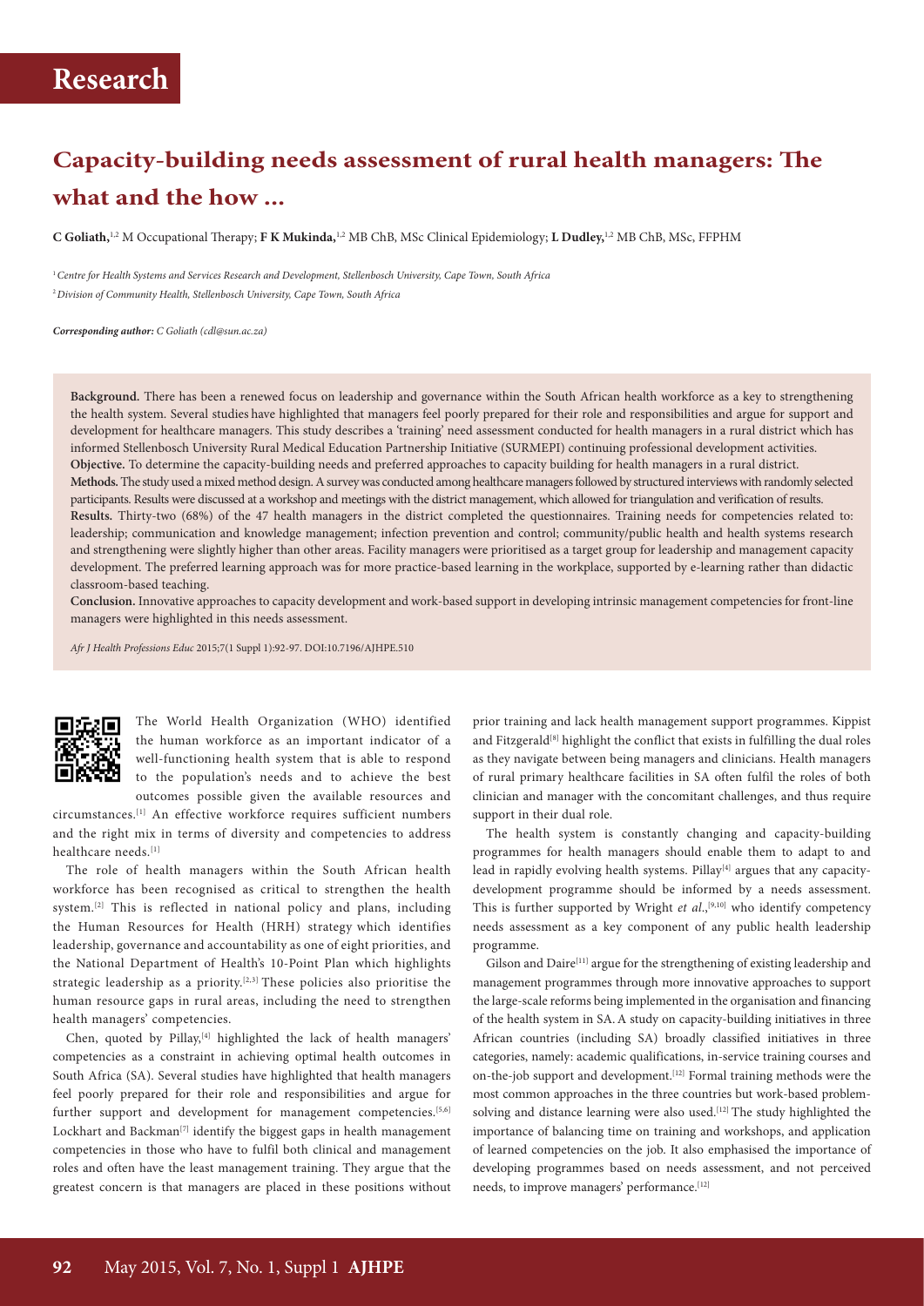# Research

## Capacity-building needs assessment of rural health managers: The what and the how ...

**C Goliath,**[1,2] M Occupational Therapy; **F K Mukinda,**[1,2] MB ChB, MSc Clinical Epidemiology; **L Dudley,**[1,2] MB ChB, MSc, FFPHM

[1] *Centre for Health Systems and Services Research and Development, Stellenbosch University, Cape Town, South Africa*
[2] *Division of Community Health, Stellenbosch University, Cape Town, South Africa*

***Corresponding author:** C Goliath (cdl@sun.ac.za)*

**Background.** There has been a renewed focus on leadership and governance within the South African health workforce as a key to strengthening the health system. Several studies have highlighted that managers feel poorly prepared for their role and responsibilities and argue for support and development for healthcare managers. This study describes a 'training' need assessment conducted for health managers in a rural district which has informed Stellenbosch University Rural Medical Education Partnership Initiative (SURMEPI) continuing professional development activities.

**Objective.** To determine the capacity-building needs and preferred approaches to capacity building for health managers in a rural district.

**Methods.** The study used a mixed method design. A survey was conducted among healthcare managers followed by structured interviews with randomly selected participants. Results were discussed at a workshop and meetings with the district management, which allowed for triangulation and verification of results.

**Results.** Thirty-two (68%) of the 47 health managers in the district completed the questionnaires. Training needs for competencies related to: leadership; communication and knowledge management; infection prevention and control; community/public health and health systems research and strengthening were slightly higher than other areas. Facility managers were prioritised as a target group for leadership and management capacity development. The preferred learning approach was for more practice-based learning in the workplace, supported by e-learning rather than didactic classroom-based teaching.

**Conclusion.** Innovative approaches to capacity development and work-based support in developing intrinsic management competencies for front-line managers were highlighted in this needs assessment.

*Afr J Health Professions Educ* 2015;7(1 Suppl 1):92-97. DOI:10.7196/AJHPE.510

The World Health Organization (WHO) identified the human workforce as an important indicator of a well-functioning health system that is able to respond to the population's needs and to achieve the best outcomes possible given the available resources and circumstances.[1] An effective workforce requires sufficient numbers and the right mix in terms of diversity and competencies to address healthcare needs.[1]

The role of health managers within the South African health workforce has been recognised as critical to strengthen the health system.[2] This is reflected in national policy and plans, including the Human Resources for Health (HRH) strategy which identifies leadership, governance and accountability as one of eight priorities, and the National Department of Health's 10-Point Plan which highlights strategic leadership as a priority.[2,3] These policies also prioritise the human resource gaps in rural areas, including the need to strengthen health managers' competencies.

Chen, quoted by Pillay,[4] highlighted the lack of health managers' competencies as a constraint in achieving optimal health outcomes in South Africa (SA). Several studies have highlighted that health managers feel poorly prepared for their role and responsibilities and argue for further support and development for management competencies.[5,6] Lockhart and Backman[7] identify the biggest gaps in health management competencies in those who have to fulfil both clinical and management roles and often have the least management training. They argue that the greatest concern is that managers are placed in these positions without prior training and lack health management support programmes. Kippist and Fitzgerald[8] highlight the conflict that exists in fulfilling the dual roles as they navigate between being managers and clinicians. Health managers of rural primary healthcare facilities in SA often fulfil the roles of both clinician and manager with the concomitant challenges, and thus require support in their dual role.

The health system is constantly changing and capacity-building programmes for health managers should enable them to adapt to and lead in rapidly evolving health systems. Pillay[4] argues that any capacity-development programme should be informed by a needs assessment. This is further supported by Wright *et al.*,[9,10] who identify competency needs assessment as a key component of any public health leadership programme.

Gilson and Daire[11] argue for the strengthening of existing leadership and management programmes through more innovative approaches to support the large-scale reforms being implemented in the organisation and financing of the health system in SA. A study on capacity-building initiatives in three African countries (including SA) broadly classified initiatives in three categories, namely: academic qualifications, in-service training courses and on-the-job support and development.[12] Formal training methods were the most common approaches in the three countries but work-based problem-solving and distance learning were also used.[12] The study highlighted the importance of balancing time on training and workshops, and application of learned competencies on the job. It also emphasised the importance of developing programmes based on needs assessment, and not perceived needs, to improve managers' performance.[12]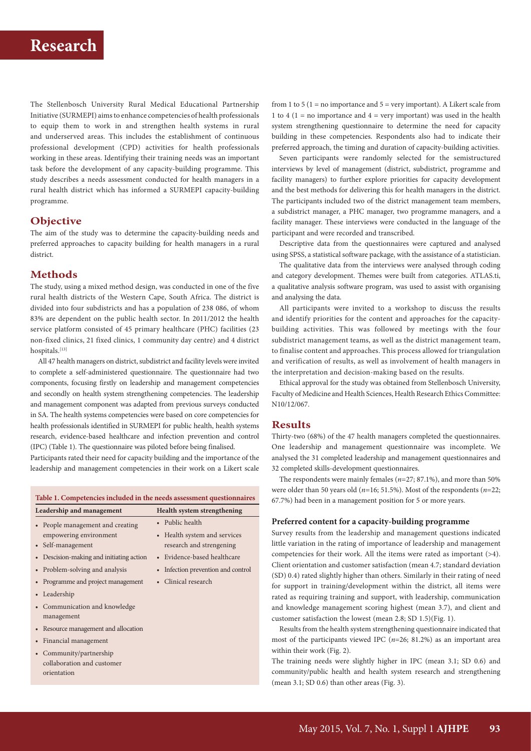The Stellenbosch University Rural Medical Educational Partnership Initiative (SURMEPI) aims to enhance competencies of health professionals to equip them to work in and strengthen health systems in rural and underserved areas. This includes the establishment of continuous professional development (CPD) activities for health professionals working in these areas. Identifying their training needs was an important task before the development of any capacity-building programme. This study describes a needs assessment conducted for health managers in a rural health district which has informed a SURMEPI capacity-building programme.

## Objective

The aim of the study was to determine the capacity-building needs and preferred approaches to capacity building for health managers in a rural district.

## Methods

The study, using a mixed method design, was conducted in one of the five rural health districts of the Western Cape, South Africa. The district is divided into four subdistricts and has a population of 238 086, of whom 83% are dependent on the public health sector. In 2011/2012 the health service platform consisted of 45 primary healthcare (PHC) facilities (23 non-fixed clinics, 21 fixed clinics, 1 community day centre) and 4 district hospitals.[13]

All 47 health managers on district, subdistrict and facility levels were invited to complete a self-administered questionnaire. The questionnaire had two components, focusing firstly on leadership and management competencies and secondly on health system strengthening competencies. The leadership and management component was adapted from previous surveys conducted in SA. The health systems competencies were based on core competencies for health professionals identified in SURMEPI for public health, health systems research, evidence-based healthcare and infection prevention and control (IPC) (Table 1). The questionnaire was piloted before being finalised.

Participants rated their need for capacity building and the importance of the leadership and management competencies in their work on a Likert scale from 1 to 5 (1 = no importance and 5 = very important). A Likert scale from 1 to 4 (1 = no importance and 4 = very important) was used in the health system strengthening questionnaire to determine the need for capacity building in these competencies. Respondents also had to indicate their preferred approach, the timing and duration of capacity-building activities.

**Table 1. Competencies included in the needs assessment questionnaires**

| Leadership and management | Health system strengthening |
|---|---|
| • People management and creating empowering environment | • Public health |
| • Self-management | • Health system and services research and strengening |
| • Descision-making and initiating action | • Evidence-based healthcare |
| • Problem-solving and analysis | • Infection prevention and control |
| • Programme and project management | • Clinical research |
| • Leadership | |
| • Communication and knowledge management | |
| • Resource management and allocation | |
| • Financial management | |
| • Community/partnership collaboration and customer orientation | |

Seven participants were randomly selected for the semistructured interviews by level of management (district, subdistrict, programme and facility managers) to further explore priorities for capacity development and the best methods for delivering this for health managers in the district. The participants included two of the district management team members, a subdistrict manager, a PHC manager, two programme managers, and a facility manager. These interviews were conducted in the language of the participant and were recorded and transcribed.

Descriptive data from the questionnaires were captured and analysed using SPSS, a statistical software package, with the assistance of a statistician.

The qualitative data from the interviews were analysed through coding and category development. Themes were built from categories. ATLAS.ti, a qualitative analysis software program, was used to assist with organising and analysing the data.

All participants were invited to a workshop to discuss the results and identify priorities for the content and approaches for the capacity-building activities. This was followed by meetings with the four subdistrict management teams, as well as the district management team, to finalise content and approaches. This process allowed for triangulation and verification of results, as well as involvement of health managers in the interpretation and decision-making based on the results.

Ethical approval for the study was obtained from Stellenbosch University, Faculty of Medicine and Health Sciences, Health Research Ethics Committee: N10/12/067.

## Results

Thirty-two (68%) of the 47 health managers completed the questionnaires. One leadership and management questionnaire was incomplete. We analysed the 31 completed leadership and management questionnaires and 32 completed skills-development questionnaires.

The respondents were mainly females (*n*=27; 87.1%), and more than 50% were older than 50 years old (*n*=16; 51.5%). Most of the respondents (*n*=22; 67.7%) had been in a management position for 5 or more years.

### Preferred content for a capacity-building programme

Survey results from the leadership and management questions indicated little variation in the rating of importance of leadership and management competencies for their work. All the items were rated as important (>4). Client orientation and customer satisfaction (mean 4.7; standard deviation (SD) 0.4) rated slightly higher than others. Similarly in their rating of need for support in training/development within the district, all items were rated as requiring training and support, with leadership, communication and knowledge management scoring highest (mean 3.7), and client and customer satisfaction the lowest (mean 2.8; SD 1.5)(Fig. 1).

Results from the health system strengthening questionnaire indicated that most of the participants viewed IPC (*n*=26; 81.2%) as an important area within their work (Fig. 2).

The training needs were slightly higher in IPC (mean 3.1; SD 0.6) and community/public health and health system research and strengthening (mean 3.1; SD 0.6) than other areas (Fig. 3).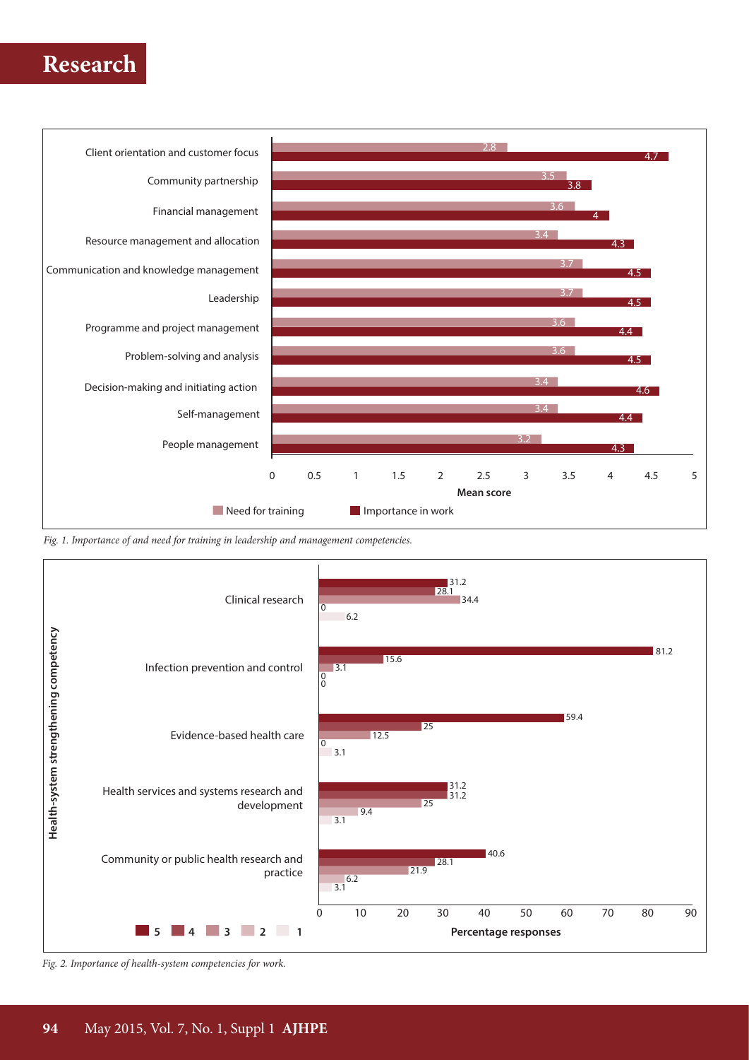| Competency | Need for training (mean score) | Importance in work (mean score) |
|---|---|---|
| Client orientation and customer focus | 2.8 | 4.7 |
| Community partnership | 3.5 | 3.8 |
| Financial management | 3.6 | 4 |
| Resource management and allocation | 3.4 | 4.3 |
| Communication and knowledge management | 3.7 | 4.5 |
| Leadership | 3.7 | 4.5 |
| Programme and project management | 3.6 | 4.4 |
| Problem-solving and analysis | 3.6 | 4.5 |
| Decision-making and initiating action | 3.4 | 4.6 |
| Self-management | 3.4 | 4.4 |
| People management | 3.2 | 4.3 |

*Fig. 1. Importance of and need for training in leadership and management competencies.*

| Health-system strengthening competency | 5 (%) | 4 (%) | 3 (%) | 2 (%) | 1 (%) |
|---|---|---|---|---|---|
| Clinical research | 31.2 | 28.1 | 34.4 | 0 | 6.2 |
| Infection prevention and control | 81.2 | 15.6 | 3.1 | 0 | 0 |
| Evidence-based health care | 59.4 | 25 | 12.5 | 0 | 3.1 |
| Health services and systems research and development | 31.2 | 31.2 | 25 | 9.4 | 3.1 |
| Community or public health research and practice | 40.6 | 28.1 | 21.9 | 6.2 | 3.1 |

*Fig. 2. Importance of health-system competencies for work.*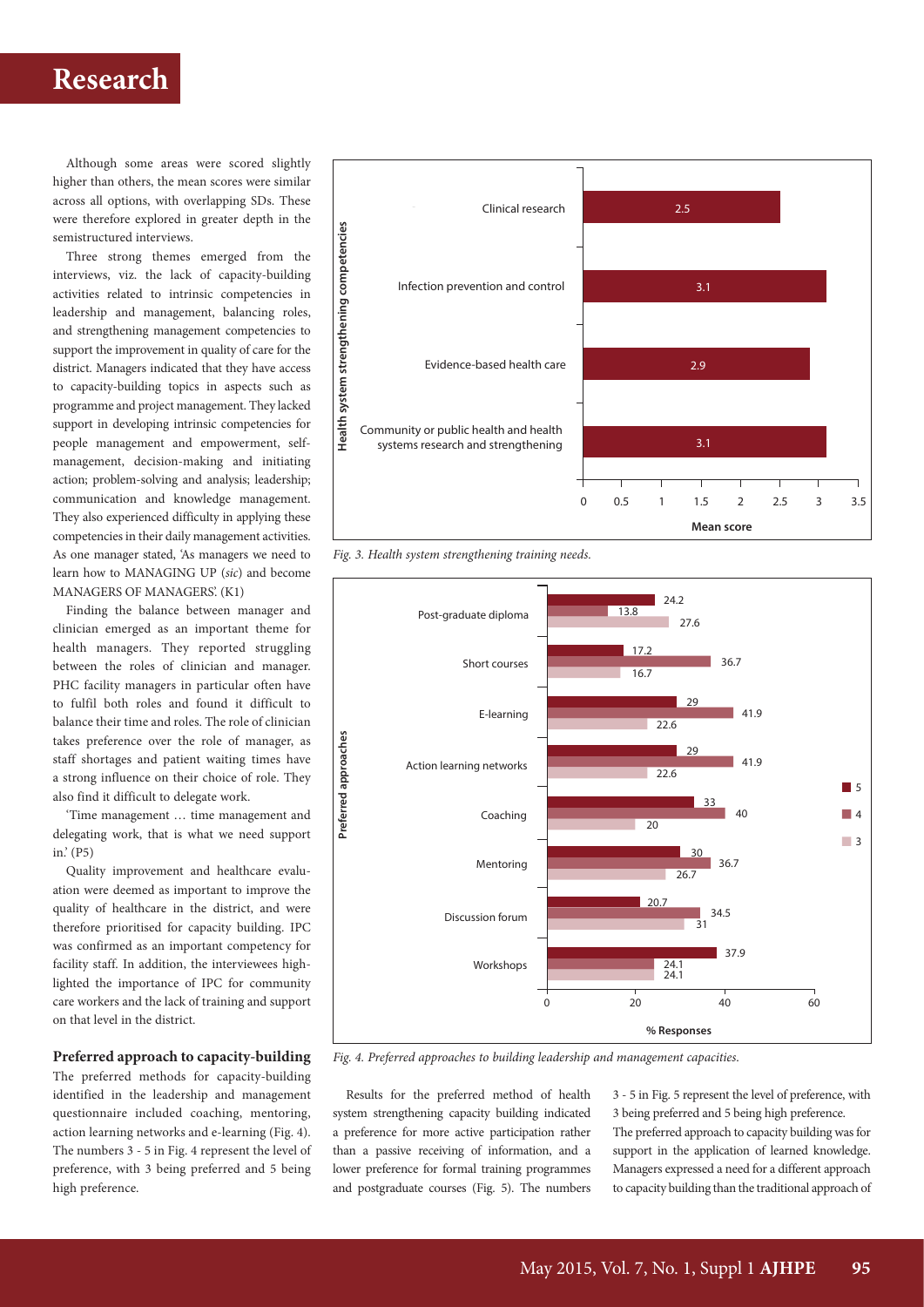Although some areas were scored slightly higher than others, the mean scores were similar across all options, with overlapping SDs. These were therefore explored in greater depth in the semistructured interviews.

Three strong themes emerged from the interviews, viz. the lack of capacity-building activities related to intrinsic competencies in leadership and management, balancing roles, and strengthening management competencies to support the improvement in quality of care for the district. Managers indicated that they have access to capacity-building topics in aspects such as programme and project management. They lacked support in developing intrinsic competencies for people management and empowerment, self-management, decision-making and initiating action; problem-solving and analysis; leadership; communication and knowledge management. They also experienced difficulty in applying these competencies in their daily management activities. As one manager stated, 'As managers we need to learn how to MANAGING UP (*sic*) and become MANAGERS OF MANAGERS'. (K1)

Finding the balance between manager and clinician emerged as an important theme for health managers. They reported struggling between the roles of clinician and manager. PHC facility managers in particular often have to fulfil both roles and found it difficult to balance their time and roles. The role of clinician takes preference over the role of manager, as staff shortages and patient waiting times have a strong influence on their choice of role. They also find it difficult to delegate work.

'Time management … time management and delegating work, that is what we need support in.' (P5)

Quality improvement and healthcare evaluation were deemed as important to improve the quality of healthcare in the district, and were therefore prioritised for capacity building. IPC was confirmed as an important competency for facility staff. In addition, the interviewees highlighted the importance of IPC for community care workers and the lack of training and support on that level in the district.

### Preferred approach to capacity-building

The preferred methods for capacity-building identified in the leadership and management questionnaire included coaching, mentoring, action learning networks and e-learning (Fig. 4). The numbers 3 - 5 in Fig. 4 represent the level of preference, with 3 being preferred and 5 being high preference.

| Health system strengthening competencies | Mean score |
|---|---|
| Clinical research | 2.5 |
| Infection prevention and control | 3.1 |
| Evidence-based health care | 2.9 |
| Community or public health and health systems research and strengthening | 3.1 |

*Fig. 3. Health system strengthening training needs.*

| Preferred approaches | 5 (% Responses) | 4 (% Responses) | 3 (% Responses) |
|---|---|---|---|
| Post-graduate diploma | 24.2 | 13.8 | 27.6 |
| Short courses | 17.2 | 36.7 | 16.7 |
| E-learning | 29 | 41.9 | 22.6 |
| Action learning networks | 29 | 41.9 | 22.6 |
| Coaching | 33 | 40 | 20 |
| Mentoring | 30 | 36.7 | 26.7 |
| Discussion forum | 20.7 | 34.5 | 31 |
| Workshops | 37.9 | 24.1 | 24.1 |

*Fig. 4. Preferred approaches to building leadership and management capacities.*

Results for the preferred method of health system strengthening capacity building indicated a preference for more active participation rather than a passive receiving of information, and a lower preference for formal training programmes and postgraduate courses (Fig. 5). The numbers 3 - 5 in Fig. 5 represent the level of preference, with 3 being preferred and 5 being high preference.

The preferred approach to capacity building was for support in the application of learned knowledge. Managers expressed a need for a different approach to capacity building than the traditional approach of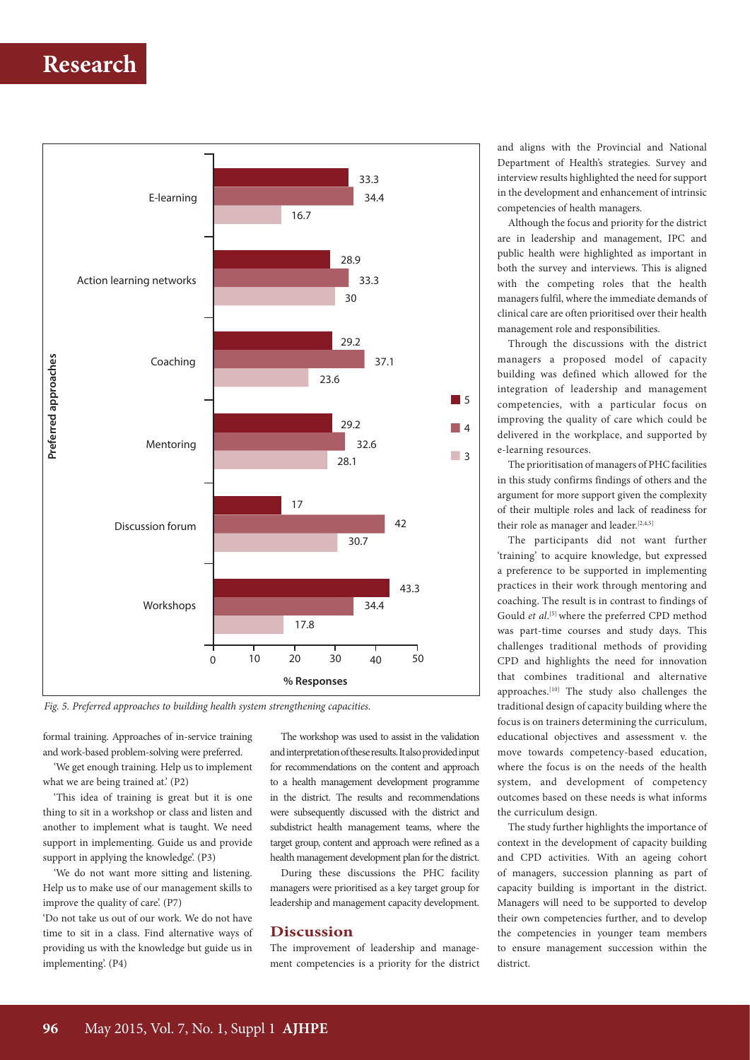Fig. 5. Preferred approaches to building health system strengthening capacities.

| Preferred approaches | 5 | 4 | 3 |
|---|---|---|---|
| E-learning | 33.3 | 34.4 | 16.7 |
| Action learning networks | 28.9 | 33.3 | 30 |
| Coaching | 29.2 | 37.1 | 23.6 |
| Mentoring | 29.2 | 32.6 | 28.1 |
| Discussion forum | 17 | 42 | 30.7 |
| Workshops | 43.3 | 34.4 | 17.8 |

formal training. Approaches of in-service training and work-based problem-solving were preferred.

'We get enough training. Help us to implement what we are being trained at.' (P2)

'This idea of training is great but it is one thing to sit in a workshop or class and listen and another to implement what is taught. We need support in implementing. Guide us and provide support in applying the knowledge'. (P3)

'We do not want more sitting and listening. Help us to make use of our management skills to improve the quality of care'. (P7)

'Do not take us out of our work. We do not have time to sit in a class. Find alternative ways of providing us with the knowledge but guide us in implementing'. (P4)

The workshop was used to assist in the validation and interpretation of these results. It also provided input for recommendations on the content and approach to a health management development programme in the district. The results and recommendations were subsequently discussed with the district and subdistrict health management teams, where the target group, content and approach were refined as a health management development plan for the district.

During these discussions the PHC facility managers were prioritised as a key target group for leadership and management capacity development.

## Discussion

The improvement of leadership and management competencies is a priority for the district and aligns with the Provincial and National Department of Health's strategies. Survey and interview results highlighted the need for support in the development and enhancement of intrinsic competencies of health managers.

Although the focus and priority for the district are in leadership and management, IPC and public health were highlighted as important in both the survey and interviews. This is aligned with the competing roles that the health managers fulfil, where the immediate demands of clinical care are often prioritised over their health management role and responsibilities.

Through the discussions with the district managers a proposed model of capacity building was defined which allowed for the integration of leadership and management competencies, with a particular focus on improving the quality of care which could be delivered in the workplace, and supported by e-learning resources.

The prioritisation of managers of PHC facilities in this study confirms findings of others and the argument for more support given the complexity of their multiple roles and lack of readiness for their role as manager and leader.[2,4,5]

The participants did not want further 'training' to acquire knowledge, but expressed a preference to be supported in implementing practices in their work through mentoring and coaching. The result is in contrast to findings of Gould *et al.*[5] where the preferred CPD method was part-time courses and study days. This challenges traditional methods of providing CPD and highlights the need for innovation that combines traditional and alternative approaches.[10] The study also challenges the traditional design of capacity building where the focus is on trainers determining the curriculum, educational objectives and assessment v. the move towards competency-based education, where the focus is on the needs of the health system, and development of competency outcomes based on these needs is what informs the curriculum design.

The study further highlights the importance of context in the development of capacity building and CPD activities. With an ageing cohort of managers, succession planning as part of capacity building is important in the district. Managers will need to be supported to develop their own competencies further, and to develop the competencies in younger team members to ensure management succession within the district.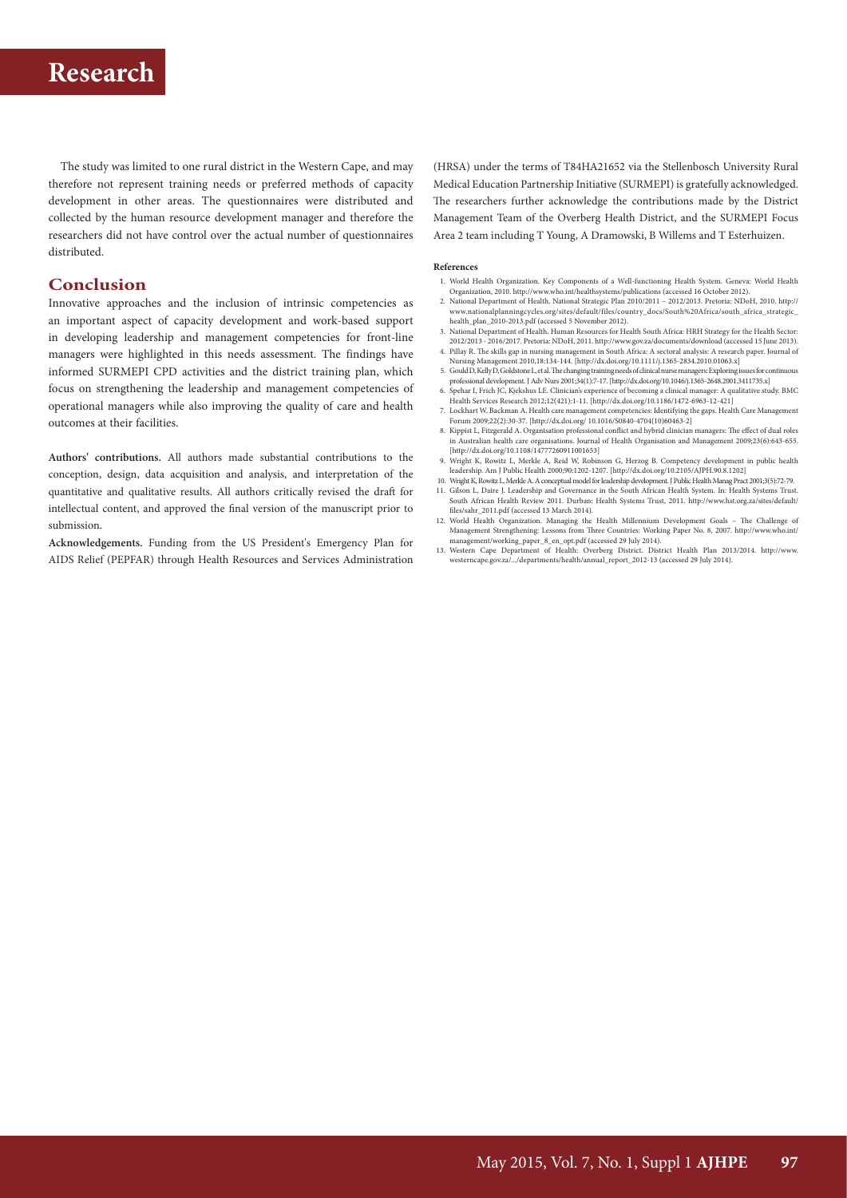The study was limited to one rural district in the Western Cape, and may therefore not represent training needs or preferred methods of capacity development in other areas. The questionnaires were distributed and collected by the human resource development manager and therefore the researchers did not have control over the actual number of questionnaires distributed.

## Conclusion

Innovative approaches and the inclusion of intrinsic competencies as an important aspect of capacity development and work-based support in developing leadership and management competencies for front-line managers were highlighted in this needs assessment. The findings have informed SURMEPI CPD activities and the district training plan, which focus on strengthening the leadership and management competencies of operational managers while also improving the quality of care and health outcomes at their facilities.

**Authors' contributions.** All authors made substantial contributions to the conception, design, data acquisition and analysis, and interpretation of the quantitative and qualitative results. All authors critically revised the draft for intellectual content, and approved the final version of the manuscript prior to submission.

**Acknowledgements.** Funding from the US President's Emergency Plan for AIDS Relief (PEPFAR) through Health Resources and Services Administration (HRSA) under the terms of T84HA21652 via the Stellenbosch University Rural Medical Education Partnership Initiative (SURMEPI) is gratefully acknowledged. The researchers further acknowledge the contributions made by the District Management Team of the Overberg Health District, and the SURMEPI Focus Area 2 team including T Young, A Dramowski, B Willems and T Esterhuizen.

**References**

1. World Health Organization. Key Components of a Well-functioning Health System. Geneva: World Health Organization, 2010. http://www.who.int/healthsystems/publications (accessed 16 October 2012).
2. National Department of Health. National Strategic Plan 2010/2011 – 2012/2013. Pretoria: NDoH, 2010. http://www.nationalplanningcycles.org/sites/default/files/country_docs/South%20Africa/south_africa_strategic_health_plan_2010-2013.pdf (accessed 5 November 2012).
3. National Department of Health. Human Resources for Health South Africa: HRH Strategy for the Health Sector: 2012/2013 - 2016/2017. Pretoria: NDoH, 2011. http://www.gov.za/documents/download (accessed 15 June 2013).
4. Pillay R. The skills gap in nursing management in South Africa: A sectoral analysis: A research paper. Journal of Nursing Management 2010,18:134-144. [http://dx.doi.org/10.1111/j.1365-2834.2010.01063.x]
5. Gould D, Kelly D, Goldstone L, et al. The changing training needs of clinical nurse managers: Exploring issues for continuous professional development. J Adv Nurs 2001;34(1):7-17. [http://dx.doi.org/10.1046/j.1365-2648.2001.3411735.x]
6. Spehar I, Frich JC, Kjekshus LE. Clinician's experience of becoming a clinical manager: A qualitative study. BMC Health Services Research 2012;12(421):1-11. [http://dx.doi.org/10.1186/1472-6963-12-421]
7. Lockhart W, Backman A. Health care management competencies: Identifying the gaps. Health Care Management Forum 2009;22(2):30-37. [http://dx.doi.org/ 10.1016/S0840-4704(10)60463-2]
8. Kippist L, Fitzgerald A. Organisation professional conflict and hybrid clinician managers: The effect of dual roles in Australian health care organisations. Journal of Health Organisation and Management 2009;23(6):643-655. [http://dx.doi.org/10.1108/14777260911001653]
9. Wright K, Rowitz L, Merkle A, Reid W, Robinson G, Herzog B. Competency development in public health leadership. Am J Public Health 2000;90:1202-1207. [http://dx.doi.org/10.2105/AJPH.90.8.1202]
10. Wright K, Rowitz L, Merkle A. A conceptual model for leadership development. J Public Health Manag Pract 2001;3(5):72-79.
11. Gilson L, Daire J. Leadership and Governance in the South African Health System. In: Health Systems Trust. South African Health Review 2011. Durban: Health Systems Trust, 2011. http://www.hst.org.za/sites/default/files/sahr_2011.pdf (accessed 13 March 2014).
12. World Health Organization. Managing the Health Millennium Development Goals – The Challenge of Management Strengthening: Lessons from Three Countries: Working Paper No. 8, 2007. http://www.who.int/management/working_paper_8_en_opt.pdf (accessed 29 July 2014).
13. Western Cape Department of Health: Overberg District. District Health Plan 2013/2014. http://www.westerncape.gov.za/.../departments/health/annual_report_2012-13 (accessed 29 July 2014).